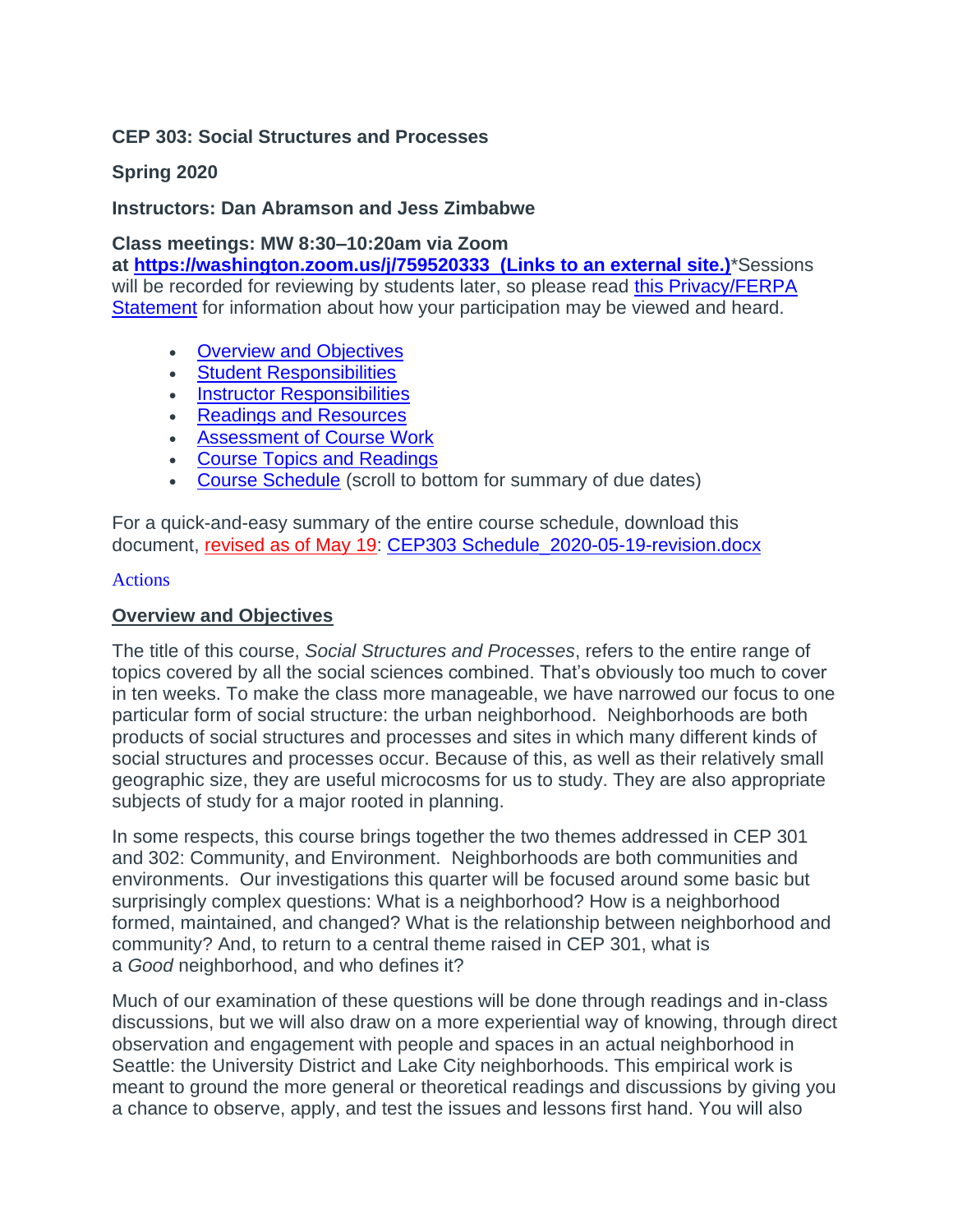**CEP 303: Social Structures and Processes**

**Spring 2020**

**Instructors: Dan Abramson and Jess Zimbabwe**

**Class meetings: MW 8:30–10:20am via Zoom at [https://washington.zoom.us/j/759520333 (Links to an external site.)](https://washington.zoom.us/j/759520333)***Sessions will be recorded for reviewing by students later, so please read this Privacy/FERPA Statement for information about how your participation may be viewed and heard.

- Overview and Objectives
- Student Responsibilities
- Instructor Responsibilities
- Readings and Resources
- Assessment of Course Work
- Course Topics and Readings
- Course Schedule (scroll to bottom for summary of due dates)

For a quick-and-easy summary of the entire course schedule, download this document, revised as of May 19: CEP303 Schedule_2020-05-19-revision.docx

Actions

## Overview and Objectives

The title of this course, *Social Structures and Processes*, refers to the entire range of topics covered by all the social sciences combined. That's obviously too much to cover in ten weeks. To make the class more manageable, we have narrowed our focus to one particular form of social structure: the urban neighborhood. Neighborhoods are both products of social structures and processes and sites in which many different kinds of social structures and processes occur. Because of this, as well as their relatively small geographic size, they are useful microcosms for us to study. They are also appropriate subjects of study for a major rooted in planning.

In some respects, this course brings together the two themes addressed in CEP 301 and 302: Community, and Environment. Neighborhoods are both communities and environments. Our investigations this quarter will be focused around some basic but surprisingly complex questions: What is a neighborhood? How is a neighborhood formed, maintained, and changed? What is the relationship between neighborhood and community? And, to return to a central theme raised in CEP 301, what is a *Good* neighborhood, and who defines it?

Much of our examination of these questions will be done through readings and in-class discussions, but we will also draw on a more experiential way of knowing, through direct observation and engagement with people and spaces in an actual neighborhood in Seattle: the University District and Lake City neighborhoods. This empirical work is meant to ground the more general or theoretical readings and discussions by giving you a chance to observe, apply, and test the issues and lessons first hand. You will also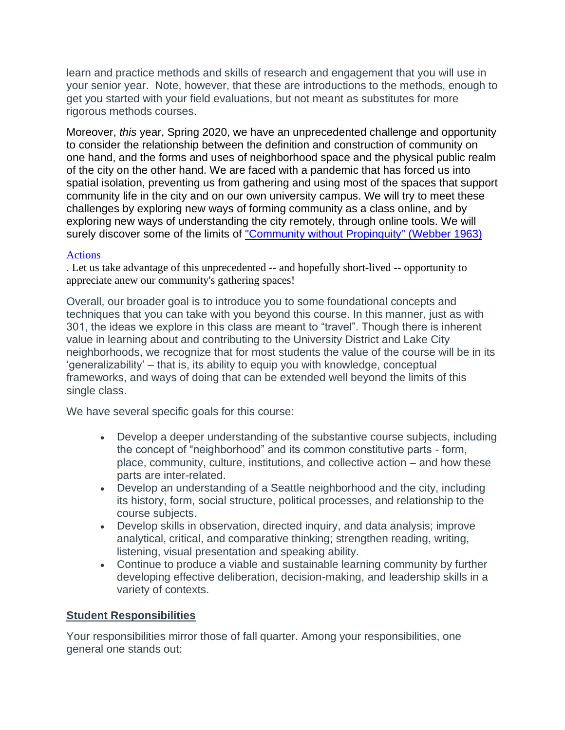learn and practice methods and skills of research and engagement that you will use in your senior year. Note, however, that these are introductions to the methods, enough to get you started with your field evaluations, but not meant as substitutes for more rigorous methods courses.

Moreover, *this* year, Spring 2020, we have an unprecedented challenge and opportunity to consider the relationship between the definition and construction of community on one hand, and the forms and uses of neighborhood space and the physical public realm of the city on the other hand. We are faced with a pandemic that has forced us into spatial isolation, preventing us from gathering and using most of the spaces that support community life in the city and on our own university campus. We will try to meet these challenges by exploring new ways of forming community as a class online, and by exploring new ways of understanding the city remotely, through online tools. We will surely discover some of the limits of "Community without Propinquity" (Webber 1963)

Actions

. Let us take advantage of this unprecedented -- and hopefully short-lived -- opportunity to appreciate anew our community's gathering spaces!

Overall, our broader goal is to introduce you to some foundational concepts and techniques that you can take with you beyond this course. In this manner, just as with 301, the ideas we explore in this class are meant to "travel". Though there is inherent value in learning about and contributing to the University District and Lake City neighborhoods, we recognize that for most students the value of the course will be in its 'generalizability' – that is, its ability to equip you with knowledge, conceptual frameworks, and ways of doing that can be extended well beyond the limits of this single class.

We have several specific goals for this course:

- Develop a deeper understanding of the substantive course subjects, including the concept of "neighborhood" and its common constitutive parts - form, place, community, culture, institutions, and collective action – and how these parts are inter-related.
- Develop an understanding of a Seattle neighborhood and the city, including its history, form, social structure, political processes, and relationship to the course subjects.
- Develop skills in observation, directed inquiry, and data analysis; improve analytical, critical, and comparative thinking; strengthen reading, writing, listening, visual presentation and speaking ability.
- Continue to produce a viable and sustainable learning community by further developing effective deliberation, decision-making, and leadership skills in a variety of contexts.

## Student Responsibilities

Your responsibilities mirror those of fall quarter. Among your responsibilities, one general one stands out: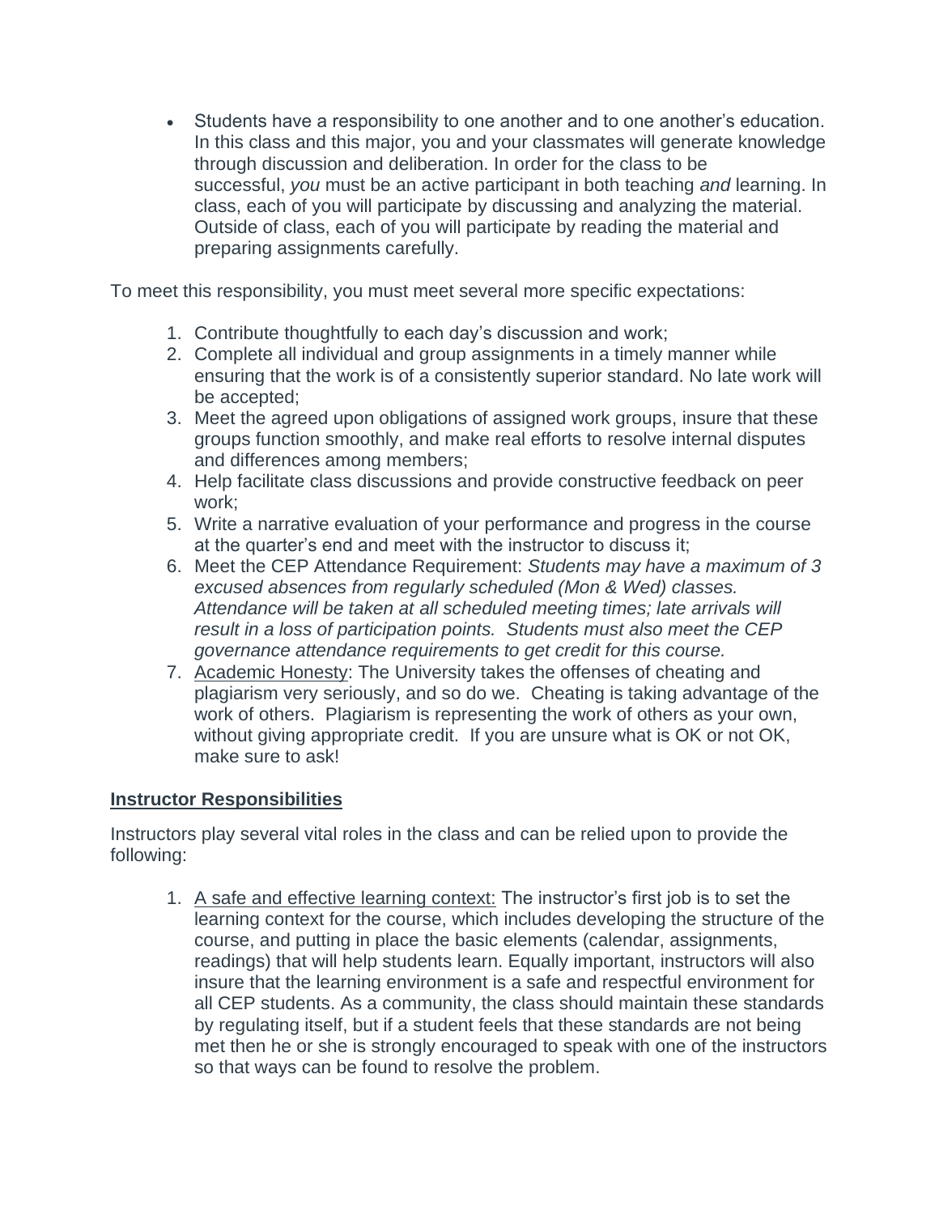- Students have a responsibility to one another and to one another's education. In this class and this major, you and your classmates will generate knowledge through discussion and deliberation. In order for the class to be successful, *you* must be an active participant in both teaching *and* learning. In class, each of you will participate by discussing and analyzing the material. Outside of class, each of you will participate by reading the material and preparing assignments carefully.

To meet this responsibility, you must meet several more specific expectations:

1. Contribute thoughtfully to each day's discussion and work;
2. Complete all individual and group assignments in a timely manner while ensuring that the work is of a consistently superior standard. No late work will be accepted;
3. Meet the agreed upon obligations of assigned work groups, insure that these groups function smoothly, and make real efforts to resolve internal disputes and differences among members;
4. Help facilitate class discussions and provide constructive feedback on peer work;
5. Write a narrative evaluation of your performance and progress in the course at the quarter's end and meet with the instructor to discuss it;
6. Meet the CEP Attendance Requirement: *Students may have a maximum of 3 excused absences from regularly scheduled (Mon & Wed) classes. Attendance will be taken at all scheduled meeting times; late arrivals will result in a loss of participation points. Students must also meet the CEP governance attendance requirements to get credit for this course.*
7. Academic Honesty: The University takes the offenses of cheating and plagiarism very seriously, and so do we. Cheating is taking advantage of the work of others. Plagiarism is representing the work of others as your own, without giving appropriate credit. If you are unsure what is OK or not OK, make sure to ask!

## Instructor Responsibilities

Instructors play several vital roles in the class and can be relied upon to provide the following:

1. A safe and effective learning context: The instructor's first job is to set the learning context for the course, which includes developing the structure of the course, and putting in place the basic elements (calendar, assignments, readings) that will help students learn. Equally important, instructors will also insure that the learning environment is a safe and respectful environment for all CEP students. As a community, the class should maintain these standards by regulating itself, but if a student feels that these standards are not being met then he or she is strongly encouraged to speak with one of the instructors so that ways can be found to resolve the problem.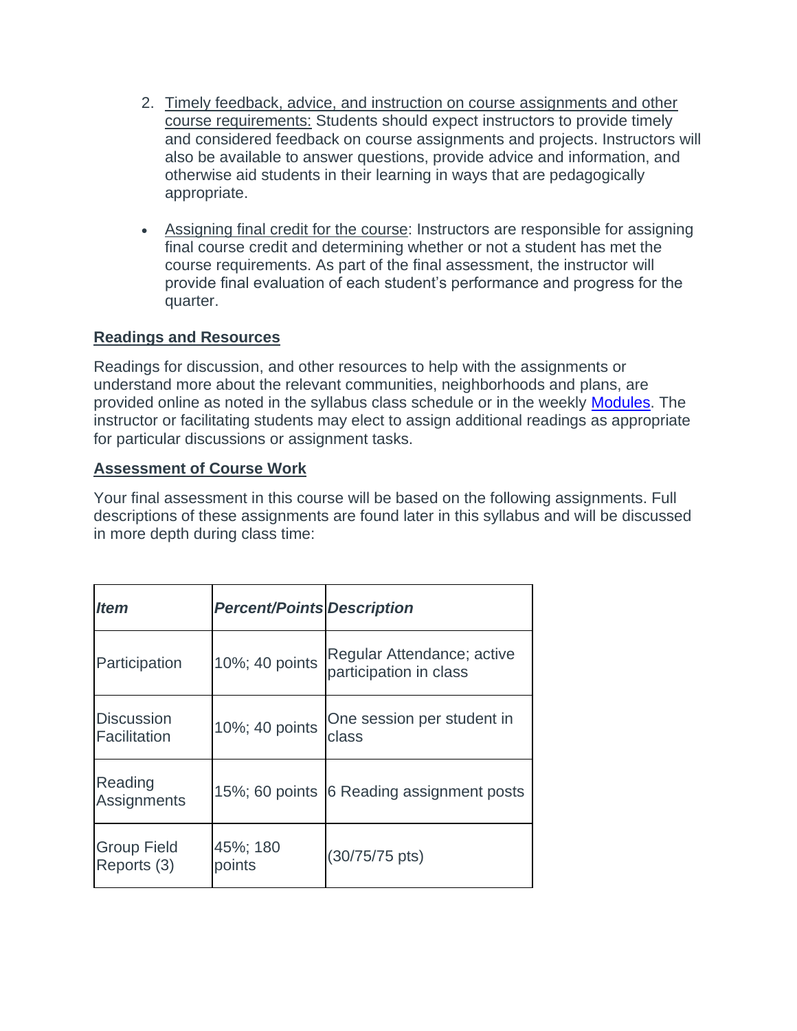2. Timely feedback, advice, and instruction on course assignments and other course requirements: Students should expect instructors to provide timely and considered feedback on course assignments and projects. Instructors will also be available to answer questions, provide advice and information, and otherwise aid students in their learning in ways that are pedagogically appropriate.

- Assigning final credit for the course: Instructors are responsible for assigning final course credit and determining whether or not a student has met the course requirements. As part of the final assessment, the instructor will provide final evaluation of each student's performance and progress for the quarter.

## Readings and Resources

Readings for discussion, and other resources to help with the assignments or understand more about the relevant communities, neighborhoods and plans, are provided online as noted in the syllabus class schedule or in the weekly Modules. The instructor or facilitating students may elect to assign additional readings as appropriate for particular discussions or assignment tasks.

## Assessment of Course Work

Your final assessment in this course will be based on the following assignments. Full descriptions of these assignments are found later in this syllabus and will be discussed in more depth during class time:

| ***Item*** | ***Percent/Points*** | ***Description*** |
|---|---|---|
| Participation | 10%; 40 points | Regular Attendance; active participation in class |
| Discussion Facilitation | 10%; 40 points | One session per student in class |
| Reading Assignments | 15%; 60 points | 6 Reading assignment posts |
| Group Field Reports (3) | 45%; 180 points | (30/75/75 pts) |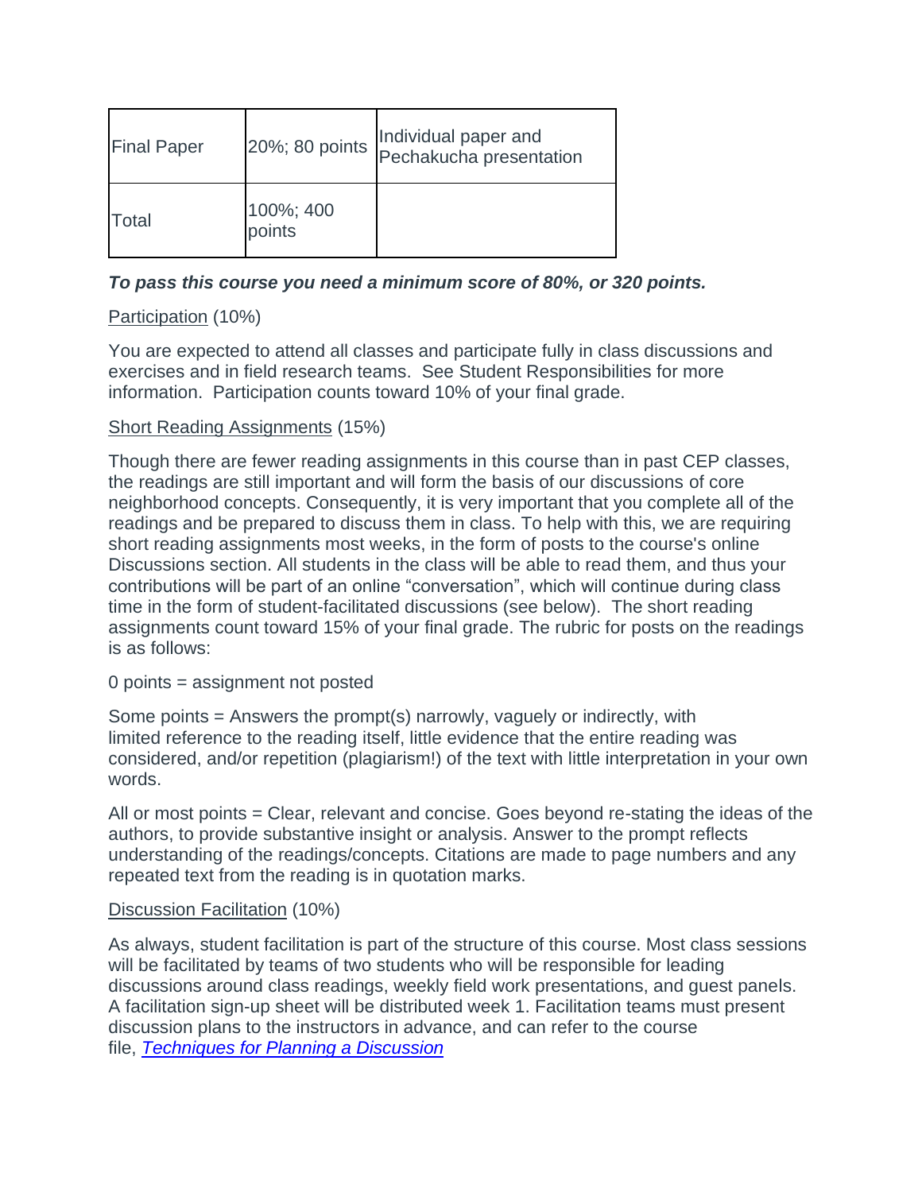| Final Paper | 20%; 80 points | Individual paper and Pechakucha presentation |
|---|---|---|
| Total | 100%; 400 points | |

***To pass this course you need a minimum score of 80%, or 320 points.***

Participation (10%)

You are expected to attend all classes and participate fully in class discussions and exercises and in field research teams. See Student Responsibilities for more information. Participation counts toward 10% of your final grade.

Short Reading Assignments (15%)

Though there are fewer reading assignments in this course than in past CEP classes, the readings are still important and will form the basis of our discussions of core neighborhood concepts. Consequently, it is very important that you complete all of the readings and be prepared to discuss them in class. To help with this, we are requiring short reading assignments most weeks, in the form of posts to the course's online Discussions section. All students in the class will be able to read them, and thus your contributions will be part of an online "conversation", which will continue during class time in the form of student-facilitated discussions (see below). The short reading assignments count toward 15% of your final grade. The rubric for posts on the readings is as follows:

0 points = assignment not posted

Some points = Answers the prompt(s) narrowly, vaguely or indirectly, with limited reference to the reading itself, little evidence that the entire reading was considered, and/or repetition (plagiarism!) of the text with little interpretation in your own words.

All or most points = Clear, relevant and concise. Goes beyond re-stating the ideas of the authors, to provide substantive insight or analysis. Answer to the prompt reflects understanding of the readings/concepts. Citations are made to page numbers and any repeated text from the reading is in quotation marks.

Discussion Facilitation (10%)

As always, student facilitation is part of the structure of this course. Most class sessions will be facilitated by teams of two students who will be responsible for leading discussions around class readings, weekly field work presentations, and guest panels. A facilitation sign-up sheet will be distributed week 1. Facilitation teams must present discussion plans to the instructors in advance, and can refer to the course file, *Techniques for Planning a Discussion*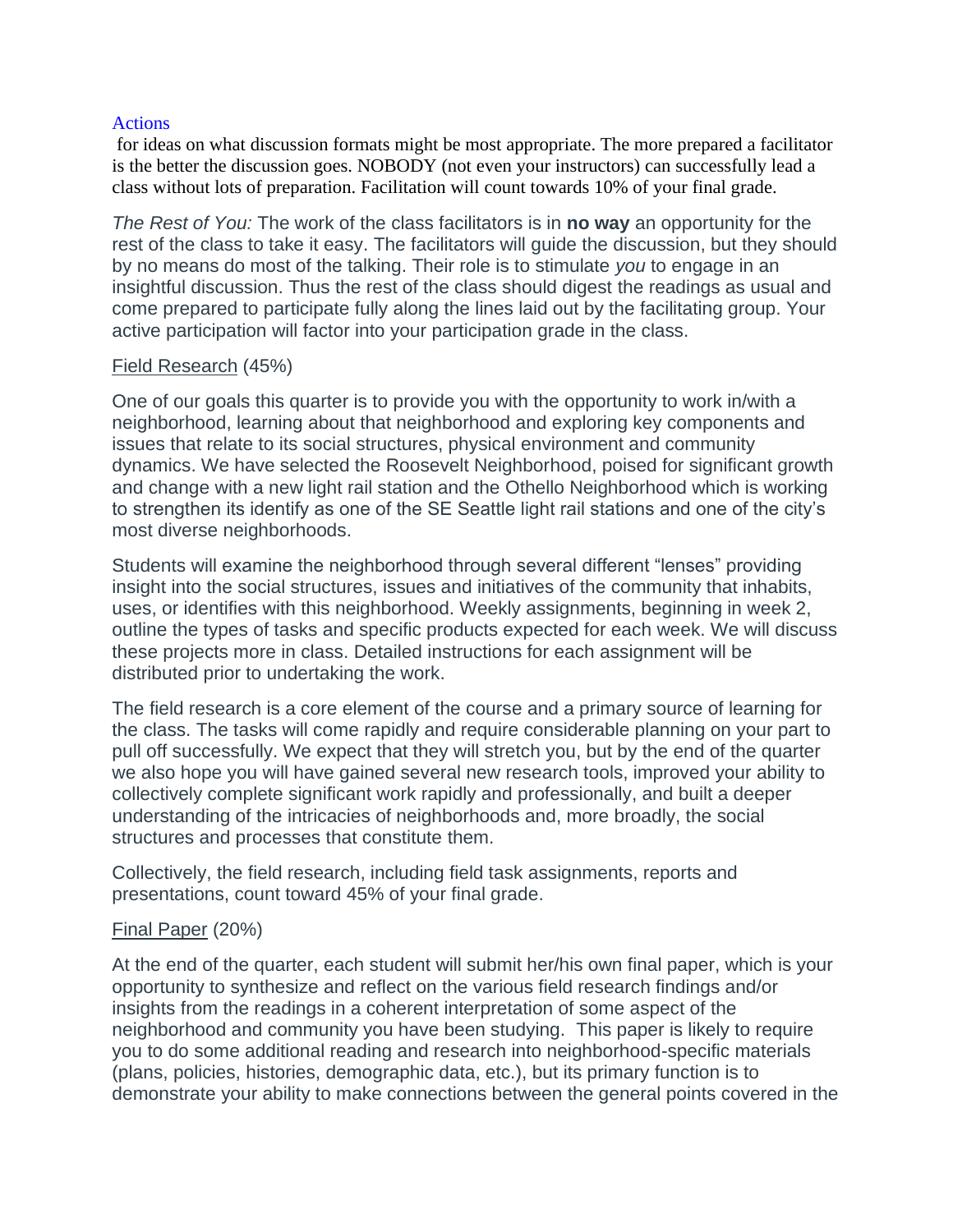Actions for ideas on what discussion formats might be most appropriate. The more prepared a facilitator is the better the discussion goes. NOBODY (not even your instructors) can successfully lead a class without lots of preparation. Facilitation will count towards 10% of your final grade.

*The Rest of You:* The work of the class facilitators is in **no way** an opportunity for the rest of the class to take it easy. The facilitators will guide the discussion, but they should by no means do most of the talking. Their role is to stimulate *you* to engage in an insightful discussion. Thus the rest of the class should digest the readings as usual and come prepared to participate fully along the lines laid out by the facilitating group. Your active participation will factor into your participation grade in the class.

Field Research (45%)

One of our goals this quarter is to provide you with the opportunity to work in/with a neighborhood, learning about that neighborhood and exploring key components and issues that relate to its social structures, physical environment and community dynamics. We have selected the Roosevelt Neighborhood, poised for significant growth and change with a new light rail station and the Othello Neighborhood which is working to strengthen its identify as one of the SE Seattle light rail stations and one of the city's most diverse neighborhoods.

Students will examine the neighborhood through several different "lenses" providing insight into the social structures, issues and initiatives of the community that inhabits, uses, or identifies with this neighborhood. Weekly assignments, beginning in week 2, outline the types of tasks and specific products expected for each week. We will discuss these projects more in class. Detailed instructions for each assignment will be distributed prior to undertaking the work.

The field research is a core element of the course and a primary source of learning for the class. The tasks will come rapidly and require considerable planning on your part to pull off successfully. We expect that they will stretch you, but by the end of the quarter we also hope you will have gained several new research tools, improved your ability to collectively complete significant work rapidly and professionally, and built a deeper understanding of the intricacies of neighborhoods and, more broadly, the social structures and processes that constitute them.

Collectively, the field research, including field task assignments, reports and presentations, count toward 45% of your final grade.

Final Paper (20%)

At the end of the quarter, each student will submit her/his own final paper, which is your opportunity to synthesize and reflect on the various field research findings and/or insights from the readings in a coherent interpretation of some aspect of the neighborhood and community you have been studying. This paper is likely to require you to do some additional reading and research into neighborhood-specific materials (plans, policies, histories, demographic data, etc.), but its primary function is to demonstrate your ability to make connections between the general points covered in the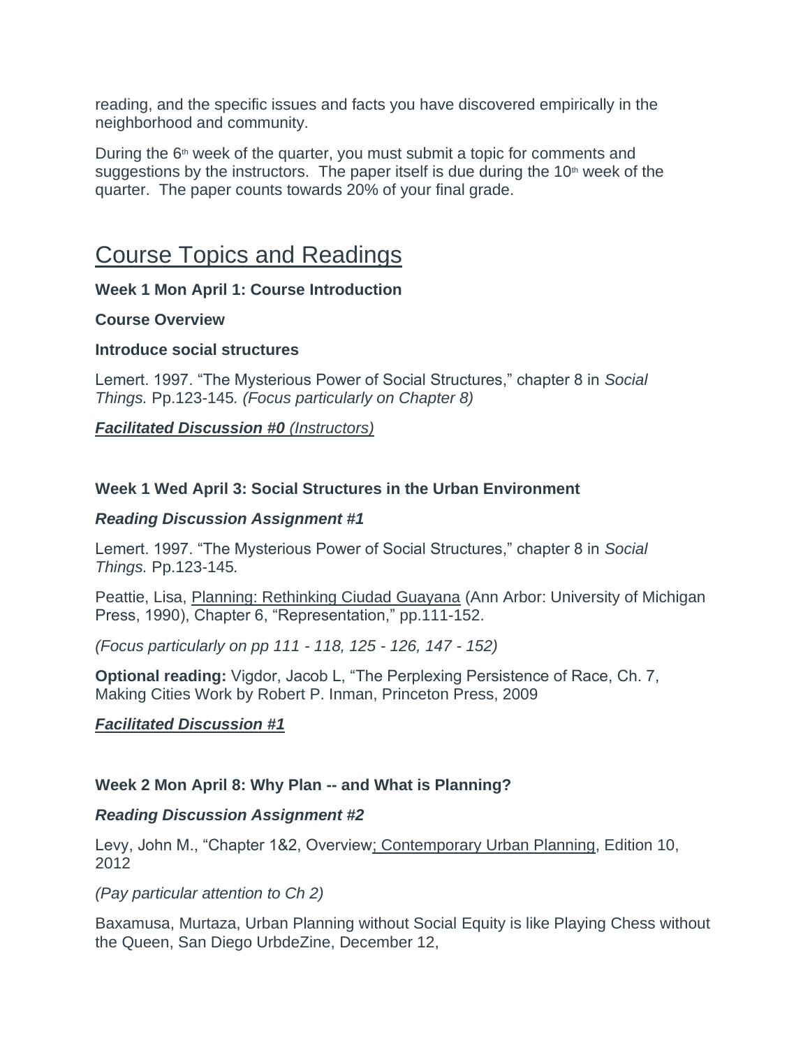reading, and the specific issues and facts you have discovered empirically in the neighborhood and community.

During the 6th week of the quarter, you must submit a topic for comments and suggestions by the instructors. The paper itself is due during the 10th week of the quarter. The paper counts towards 20% of your final grade.

## Course Topics and Readings

**Week 1 Mon April 1: Course Introduction**

**Course Overview**

**Introduce social structures**

Lemert. 1997. "The Mysterious Power of Social Structures," chapter 8 in *Social Things.* Pp.123-145*. (Focus particularly on Chapter 8)*

***Facilitated Discussion #0** (Instructors)*

**Week 1 Wed April 3: Social Structures in the Urban Environment**

***Reading Discussion Assignment #1***

Lemert. 1997. "The Mysterious Power of Social Structures," chapter 8 in *Social Things.* Pp.123-145*.*

Peattie, Lisa, Planning: Rethinking Ciudad Guayana (Ann Arbor: University of Michigan Press, 1990), Chapter 6, "Representation," pp.111-152.

*(Focus particularly on pp 111 - 118, 125 - 126, 147 - 152)*

**Optional reading:** Vigdor, Jacob L, "The Perplexing Persistence of Race, Ch. 7, Making Cities Work by Robert P. Inman, Princeton Press, 2009

***Facilitated Discussion #1***

**Week 2 Mon April 8: Why Plan -- and What is Planning?**

***Reading Discussion Assignment #2***

Levy, John M., "Chapter 1&2, Overview; Contemporary Urban Planning, Edition 10, 2012

*(Pay particular attention to Ch 2)*

Baxamusa, Murtaza, Urban Planning without Social Equity is like Playing Chess without the Queen, San Diego UrbdeZine, December 12,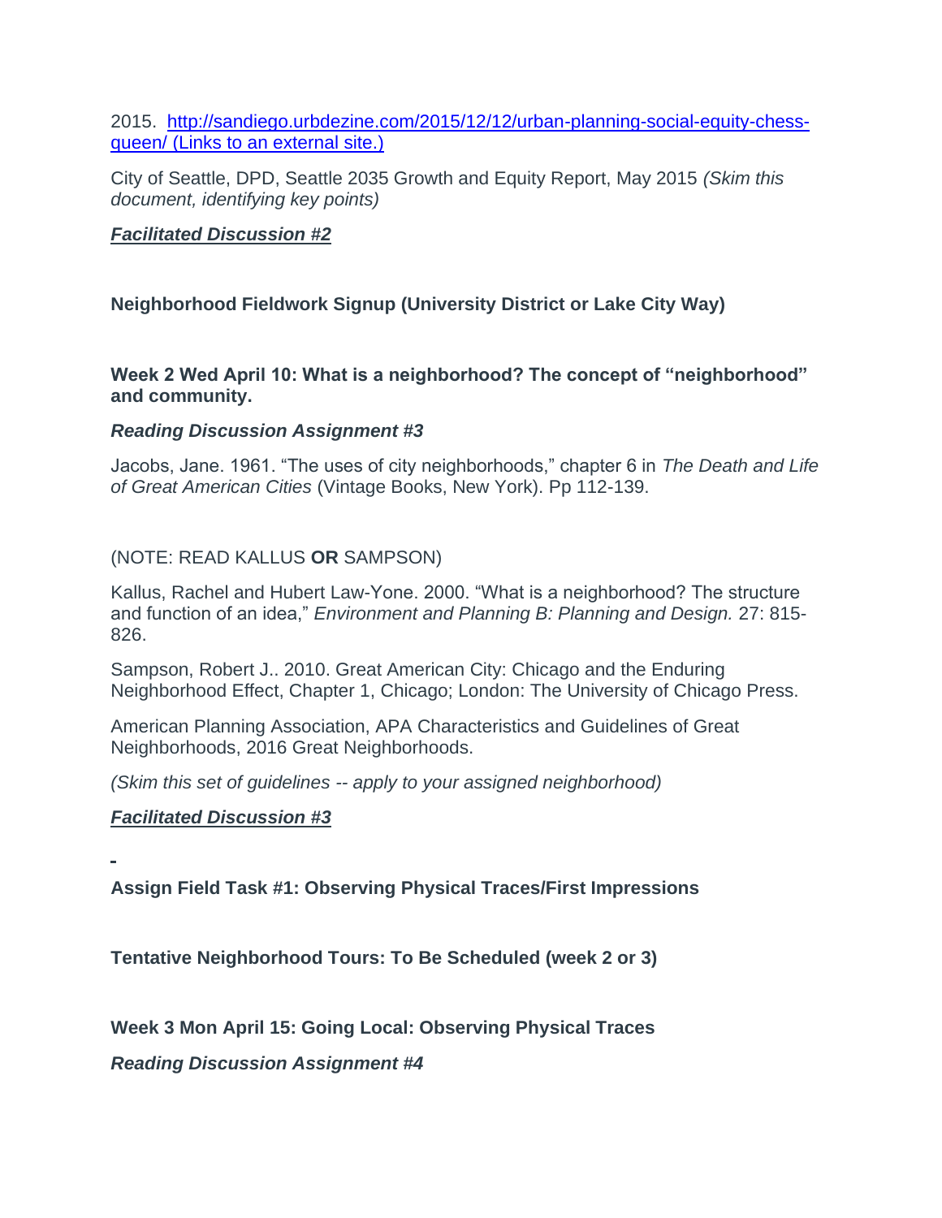2015. [http://sandiego.urbdezine.com/2015/12/12/urban-planning-social-equity-chess-queen/ (Links to an external site.)](http://sandiego.urbdezine.com/2015/12/12/urban-planning-social-equity-chess-queen/)

City of Seattle, DPD, Seattle 2035 Growth and Equity Report, May 2015 *(Skim this document, identifying key points)*

***Facilitated Discussion #2***

**Neighborhood Fieldwork Signup (University District or Lake City Way)**

**Week 2 Wed April 10: What is a neighborhood? The concept of "neighborhood" and community.**

***Reading Discussion Assignment #3***

Jacobs, Jane. 1961. "The uses of city neighborhoods," chapter 6 in *The Death and Life of Great American Cities* (Vintage Books, New York). Pp 112-139.

(NOTE: READ KALLUS **OR** SAMPSON)

Kallus, Rachel and Hubert Law-Yone. 2000. "What is a neighborhood? The structure and function of an idea," *Environment and Planning B: Planning and Design.* 27: 815-826.

Sampson, Robert J.. 2010. Great American City: Chicago and the Enduring Neighborhood Effect, Chapter 1, Chicago; London: The University of Chicago Press.

American Planning Association, APA Characteristics and Guidelines of Great Neighborhoods, 2016 Great Neighborhoods.

*(Skim this set of guidelines -- apply to your assigned neighborhood)*

***Facilitated Discussion #3***

**Assign Field Task #1: Observing Physical Traces/First Impressions**

**Tentative Neighborhood Tours: To Be Scheduled (week 2 or 3)**

**Week 3 Mon April 15: Going Local: Observing Physical Traces**

***Reading Discussion Assignment #4***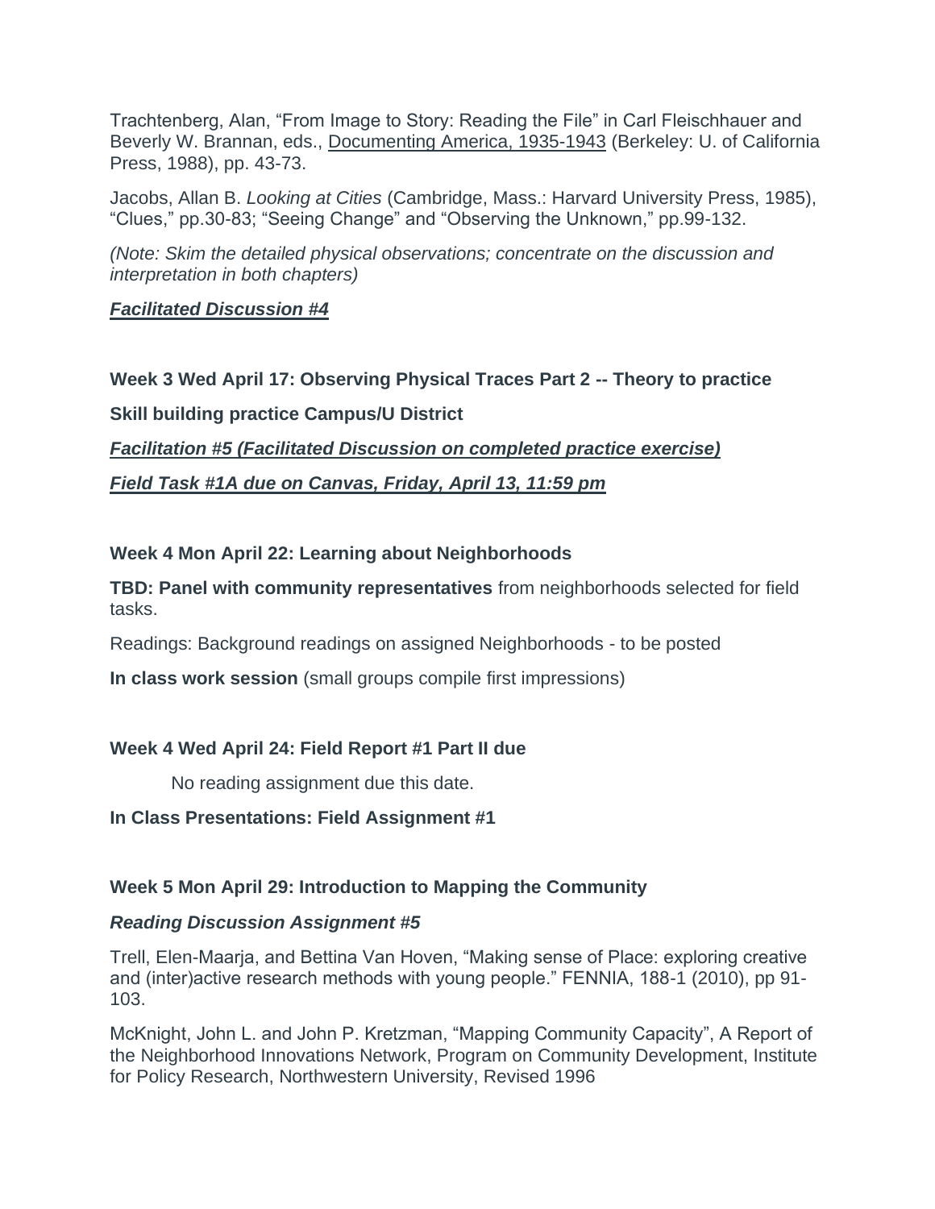Trachtenberg, Alan, "From Image to Story: Reading the File" in Carl Fleischhauer and Beverly W. Brannan, eds., Documenting America, 1935-1943 (Berkeley: U. of California Press, 1988), pp. 43-73.

Jacobs, Allan B. *Looking at Cities* (Cambridge, Mass.: Harvard University Press, 1985), "Clues," pp.30-83; "Seeing Change" and "Observing the Unknown," pp.99-132.

*(Note: Skim the detailed physical observations; concentrate on the discussion and interpretation in both chapters)*

***Facilitated Discussion #4***

**Week 3 Wed April 17: Observing Physical Traces Part 2 -- Theory to practice**

**Skill building practice Campus/U District**

***Facilitation #5 (Facilitated Discussion on completed practice exercise)***

***Field Task #1A due on Canvas, Friday, April 13, 11:59 pm***

**Week 4 Mon April 22: Learning about Neighborhoods**

**TBD: Panel with community representatives** from neighborhoods selected for field tasks.

Readings: Background readings on assigned Neighborhoods - to be posted

**In class work session** (small groups compile first impressions)

**Week 4 Wed April 24: Field Report #1 Part II due**

No reading assignment due this date.

**In Class Presentations: Field Assignment #1**

**Week 5 Mon April 29: Introduction to Mapping the Community**

***Reading Discussion Assignment #5***

Trell, Elen-Maarja, and Bettina Van Hoven, "Making sense of Place: exploring creative and (inter)active research methods with young people." FENNIA, 188-1 (2010), pp 91-103.

McKnight, John L. and John P. Kretzman, "Mapping Community Capacity", A Report of the Neighborhood Innovations Network, Program on Community Development, Institute for Policy Research, Northwestern University, Revised 1996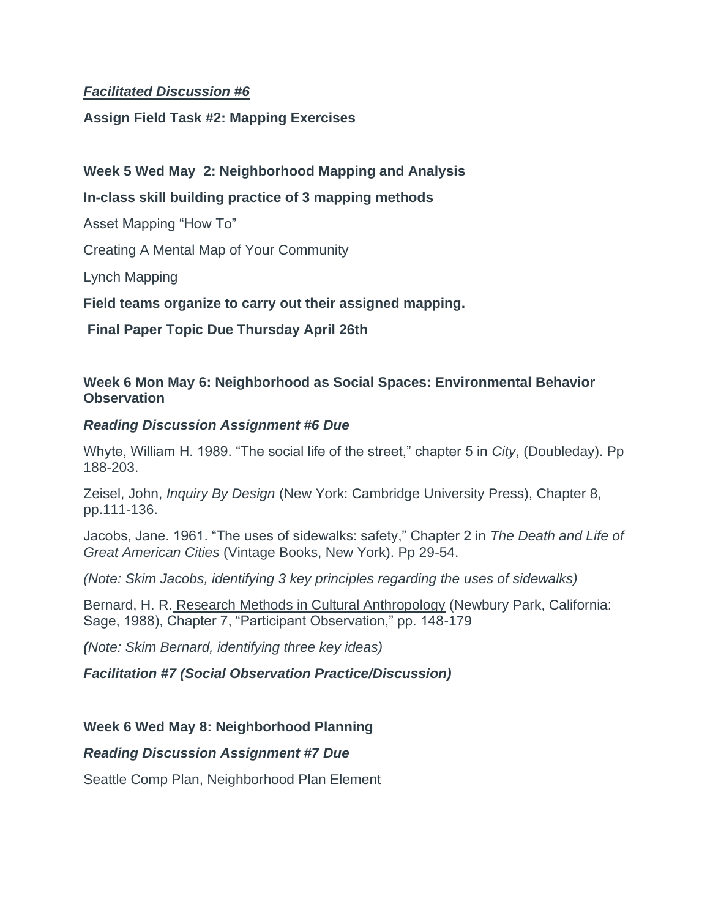***Facilitated Discussion #6***

**Assign Field Task #2: Mapping Exercises**

**Week 5 Wed May 2: Neighborhood Mapping and Analysis**

**In-class skill building practice of 3 mapping methods**

Asset Mapping "How To"

Creating A Mental Map of Your Community

Lynch Mapping

**Field teams organize to carry out their assigned mapping.**

**Final Paper Topic Due Thursday April 26th**

**Week 6 Mon May 6: Neighborhood as Social Spaces: Environmental Behavior Observation**

***Reading Discussion Assignment #6 Due***

Whyte, William H. 1989. "The social life of the street," chapter 5 in *City*, (Doubleday). Pp 188-203.

Zeisel, John, *Inquiry By Design* (New York: Cambridge University Press), Chapter 8, pp.111-136.

Jacobs, Jane. 1961. "The uses of sidewalks: safety," Chapter 2 in *The Death and Life of Great American Cities* (Vintage Books, New York). Pp 29-54.

*(Note: Skim Jacobs, identifying 3 key principles regarding the uses of sidewalks)*

Bernard, H. R. Research Methods in Cultural Anthropology (Newbury Park, California: Sage, 1988), Chapter 7, "Participant Observation," pp. 148-179

*(Note: Skim Bernard, identifying three key ideas)*

***Facilitation #7 (Social Observation Practice/Discussion)***

**Week 6 Wed May 8: Neighborhood Planning**

***Reading Discussion Assignment #7 Due***

Seattle Comp Plan, Neighborhood Plan Element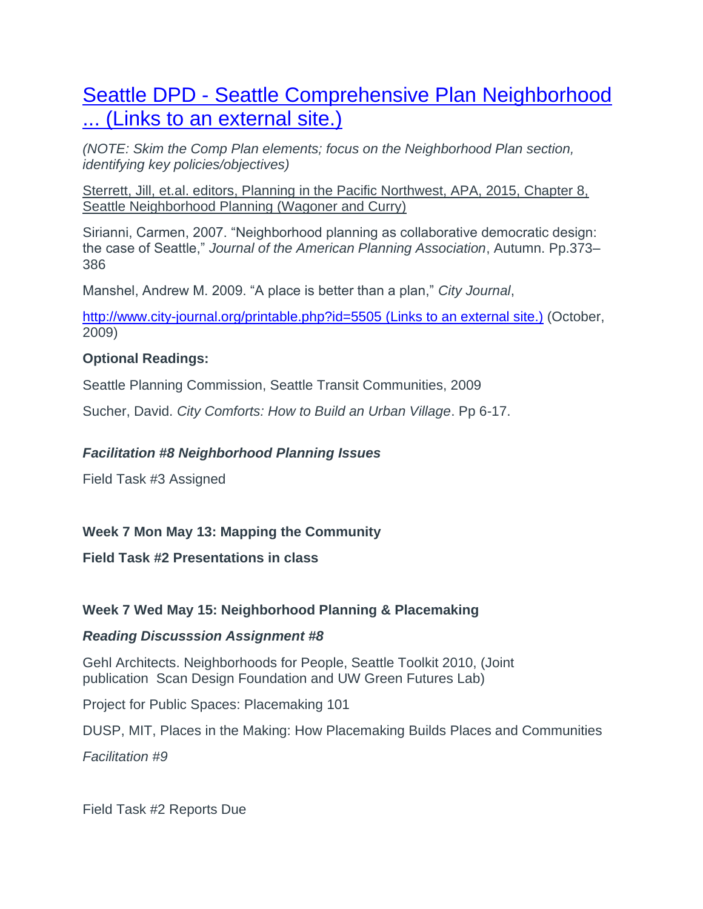[Seattle DPD - Seattle Comprehensive Plan Neighborhood ... (Links to an external site.)]()

*(NOTE: Skim the Comp Plan elements; focus on the Neighborhood Plan section, identifying key policies/objectives)*

Sterrett, Jill, et.al. editors, Planning in the Pacific Northwest, APA, 2015, Chapter 8, Seattle Neighborhood Planning (Wagoner and Curry)

Sirianni, Carmen, 2007. "Neighborhood planning as collaborative democratic design: the case of Seattle," *Journal of the American Planning Association*, Autumn. Pp.373–386

Manshel, Andrew M. 2009. "A place is better than a plan," *City Journal*,

[http://www.city-journal.org/printable.php?id=5505 (Links to an external site.)](http://www.city-journal.org/printable.php?id=5505) (October, 2009)

**Optional Readings:**

Seattle Planning Commission, Seattle Transit Communities, 2009

Sucher, David. *City Comforts: How to Build an Urban Village*. Pp 6-17.

***Facilitation #8 Neighborhood Planning Issues***

Field Task #3 Assigned

**Week 7 Mon May 13: Mapping the Community**

**Field Task #2 Presentations in class**

**Week 7 Wed May 15: Neighborhood Planning & Placemaking**

***Reading Discusssion Assignment #8***

Gehl Architects. Neighborhoods for People, Seattle Toolkit 2010, (Joint publication Scan Design Foundation and UW Green Futures Lab)

Project for Public Spaces: Placemaking 101

DUSP, MIT, Places in the Making: How Placemaking Builds Places and Communities

*Facilitation #9*

Field Task #2 Reports Due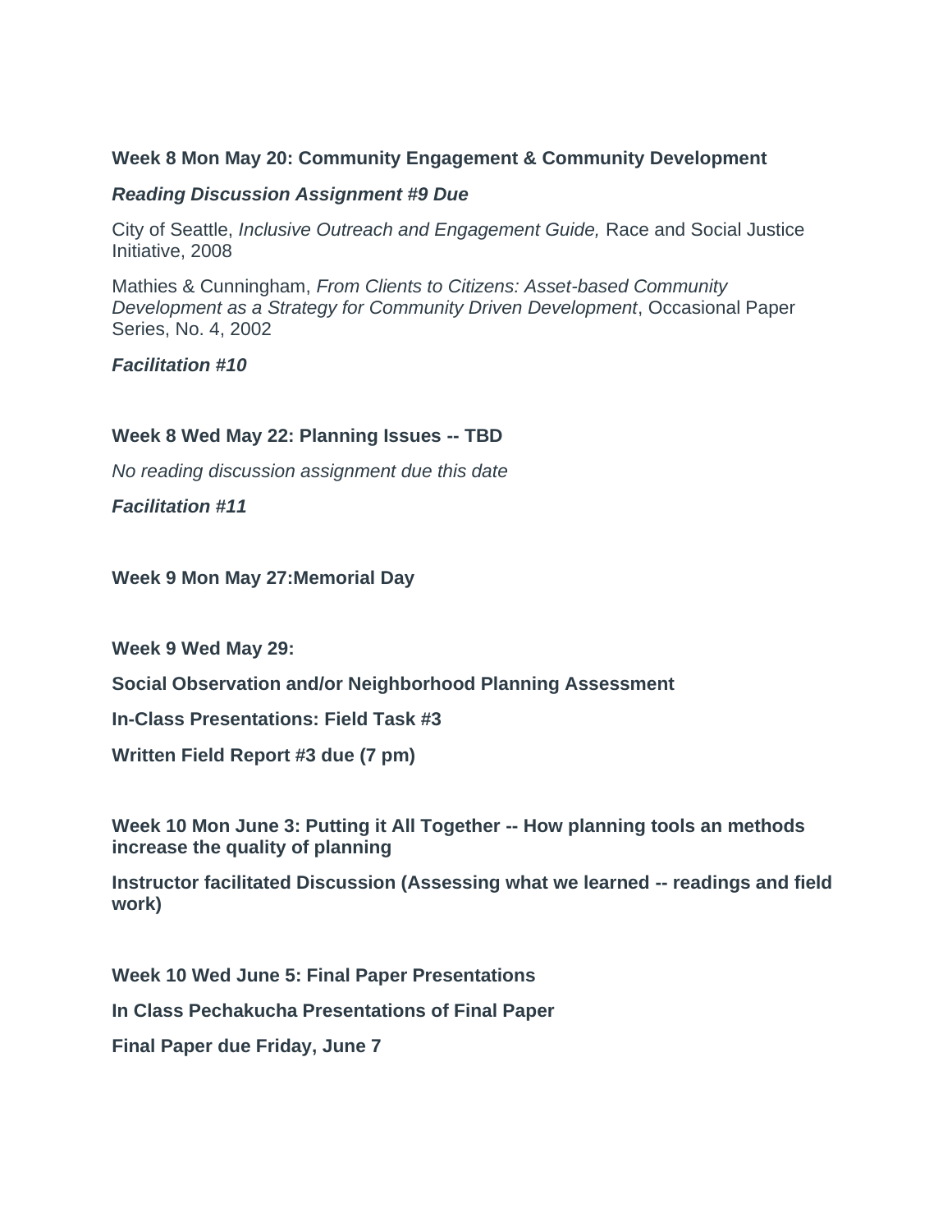**Week 8 Mon May 20: Community Engagement & Community Development**

***Reading Discussion Assignment #9 Due***

City of Seattle, *Inclusive Outreach and Engagement Guide,* Race and Social Justice Initiative, 2008

Mathies & Cunningham, *From Clients to Citizens: Asset-based Community Development as a Strategy for Community Driven Development*, Occasional Paper Series, No. 4, 2002

***Facilitation #10***

**Week 8 Wed May 22: Planning Issues -- TBD**

*No reading discussion assignment due this date*

***Facilitation #11***

**Week 9 Mon May 27:Memorial Day**

**Week 9 Wed May 29:**

**Social Observation and/or Neighborhood Planning Assessment**

**In-Class Presentations: Field Task #3**

**Written Field Report #3 due (7 pm)**

**Week 10 Mon June 3: Putting it All Together -- How planning tools an methods increase the quality of planning**

**Instructor facilitated Discussion (Assessing what we learned -- readings and field work)**

**Week 10 Wed June 5: Final Paper Presentations**

**In Class Pechakucha Presentations of Final Paper**

**Final Paper due Friday, June 7**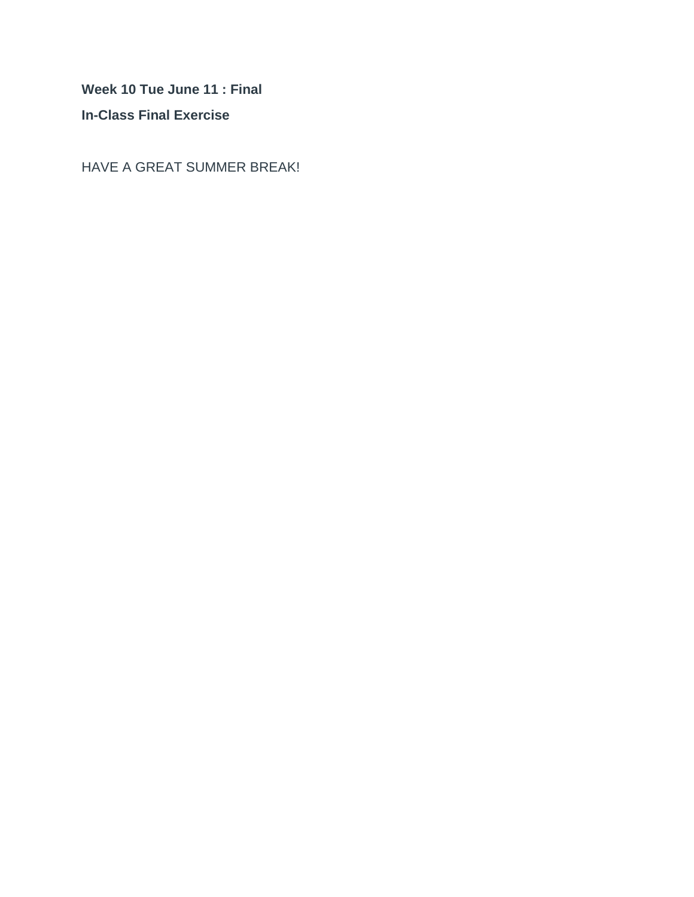**Week 10 Tue June 11 : Final**

**In-Class Final Exercise**

HAVE A GREAT SUMMER BREAK!